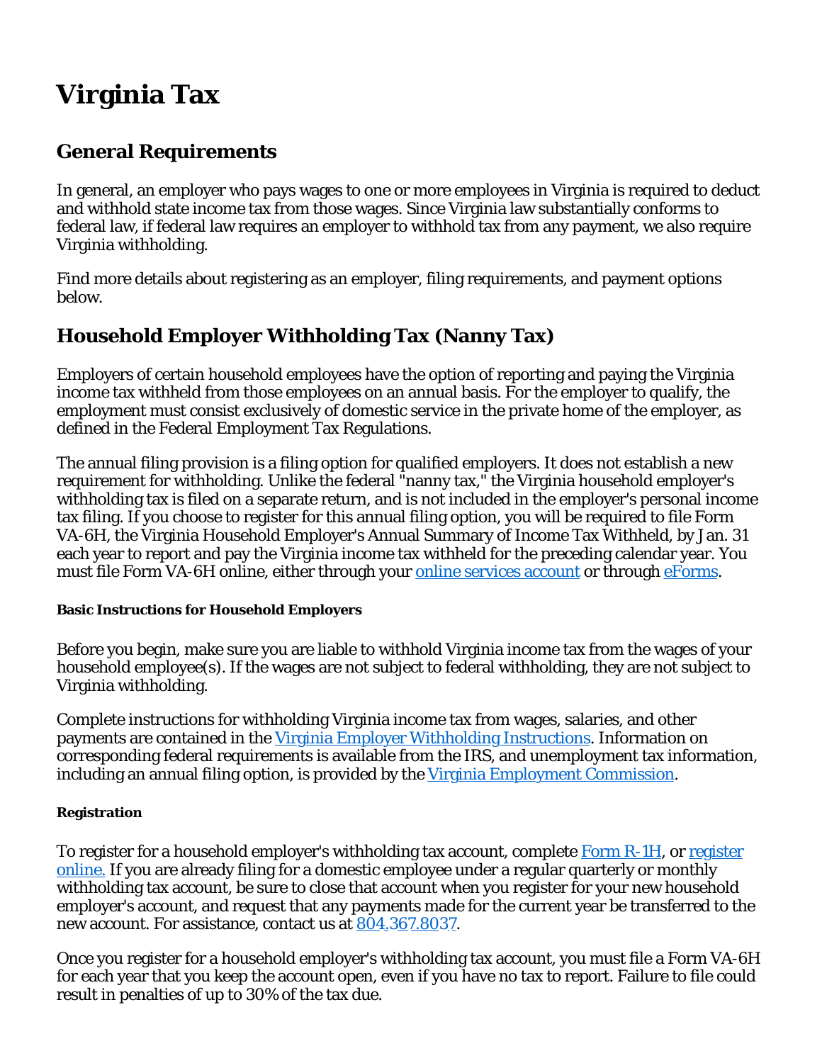# Virginia Tax

## General Requirements

In general, an employer who pays wages to one or more employees in Virginia is required to deduct and withhold state income tax from those wages. Since Virginia law substantially conforms to federal law, if federal law requires an employer to withhold tax from any payment, we also require Virginia withholding.

Find more details about registering as an employer, filing requirements, and payment options below.

## Household Employer Withholding Tax (Nanny Tax)

Employers of certain household employees have the option of reporting and paying the Virginia income tax withheld from those employees on an annual basis. For the employer to qualify, the employment must consist exclusively of domestic service in the private home of the employer, as defined in the Federal Employment Tax Regulations.

The annual filing provision is a filing option for qualified employers. It does not establish a new requirement for withholding. Unlike the federal "nanny tax," the Virginia household employer's withholding tax is filed on a separate return, and is not included in the employer's personal income tax filing. If you choose to register for this annual filing option, you will be required to file Form VA-6H, the Virginia Household Employer's Annual Summary of Income Tax Withheld, by Jan. 31 each year to report and pay the Virginia income tax withheld for the preceding calendar year. You must file Form VA-6H online, either through your [online services account]() or through [eForms]().

#### Basic Instructions for Household Employers

Before you begin, make sure you are liable to withhold Virginia income tax from the wages of your household employee(s). If the wages are not subject to federal withholding, they are not subject to Virginia withholding.

Complete instructions for withholding Virginia income tax from wages, salaries, and other payments are contained in the [Virginia Employer Withholding Instructions](). Information on corresponding federal requirements is available from the IRS, and unemployment tax information, including an annual filing option, is provided by the [Virginia Employment Commission]().

#### Registration

To register for a household employer's withholding tax account, complete [Form R-1H](), or [register online.]() If you are already filing for a domestic employee under a regular quarterly or monthly withholding tax account, be sure to close that account when you register for your new household employer's account, and request that any payments made for the current year be transferred to the new account. For assistance, contact us at [804.367.8037]().

Once you register for a household employer's withholding tax account, you must file a Form VA-6H for each year that you keep the account open, even if you have no tax to report. Failure to file could result in penalties of up to 30% of the tax due.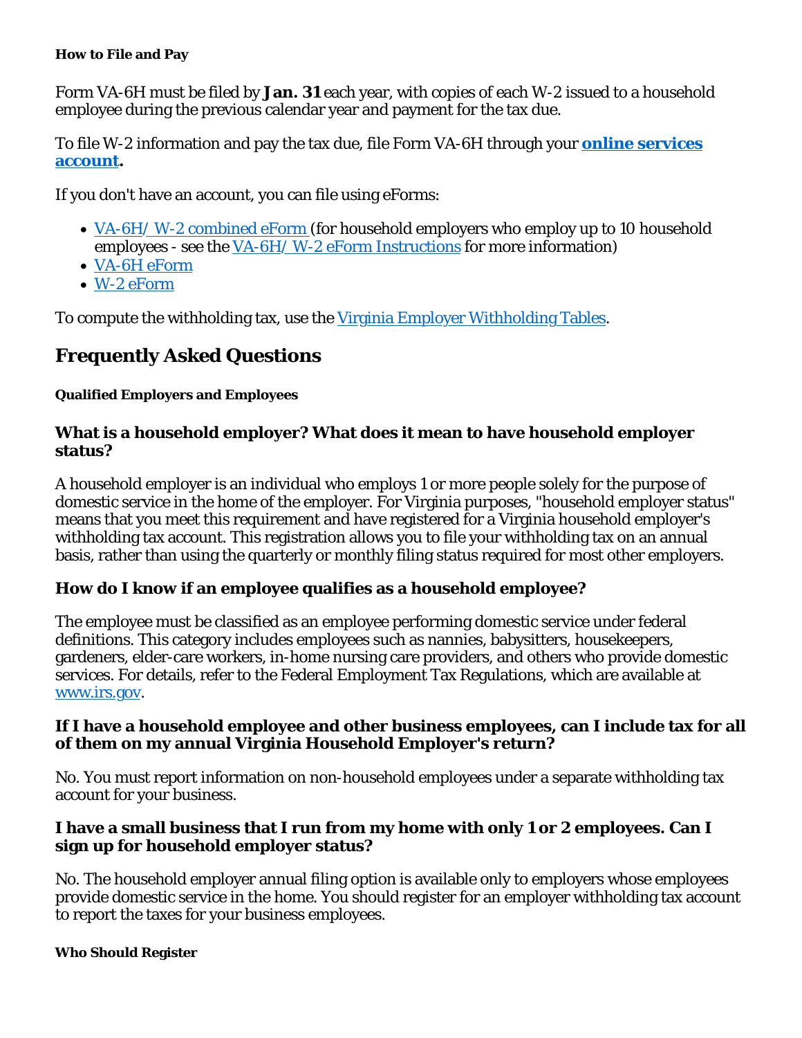#### How to File and Pay

Form VA-6H must be filed by **Jan. 31** each year, with copies of each W-2 issued to a household employee during the previous calendar year and payment for the tax due.

To file W-2 information and pay the tax due, file Form VA-6H through your **online services account**.

If you don't have an account, you can file using eForms:

- VA-6H/ W-2 combined eForm (for household employers who employ up to 10 household employees - see the VA-6H/ W-2 eForm Instructions for more information)
- VA-6H eForm
- W-2 eForm

To compute the withholding tax, use the Virginia Employer Withholding Tables.

## Frequently Asked Questions

#### Qualified Employers and Employees

### What is a household employer? What does it mean to have household employer status?

A household employer is an individual who employs 1 or more people solely for the purpose of domestic service in the home of the employer. For Virginia purposes, "household employer status" means that you meet this requirement and have registered for a Virginia household employer's withholding tax account. This registration allows you to file your withholding tax on an annual basis, rather than using the quarterly or monthly filing status required for most other employers.

### How do I know if an employee qualifies as a household employee?

The employee must be classified as an employee performing domestic service under federal definitions. This category includes employees such as nannies, babysitters, housekeepers, gardeners, elder-care workers, in-home nursing care providers, and others who provide domestic services. For details, refer to the Federal Employment Tax Regulations, which are available at www.irs.gov.

### If I have a household employee and other business employees, can I include tax for all of them on my annual Virginia Household Employer's return?

No. You must report information on non-household employees under a separate withholding tax account for your business.

### I have a small business that I run from my home with only 1 or 2 employees. Can I sign up for household employer status?

No. The household employer annual filing option is available only to employers whose employees provide domestic service in the home. You should register for an employer withholding tax account to report the taxes for your business employees.

#### Who Should Register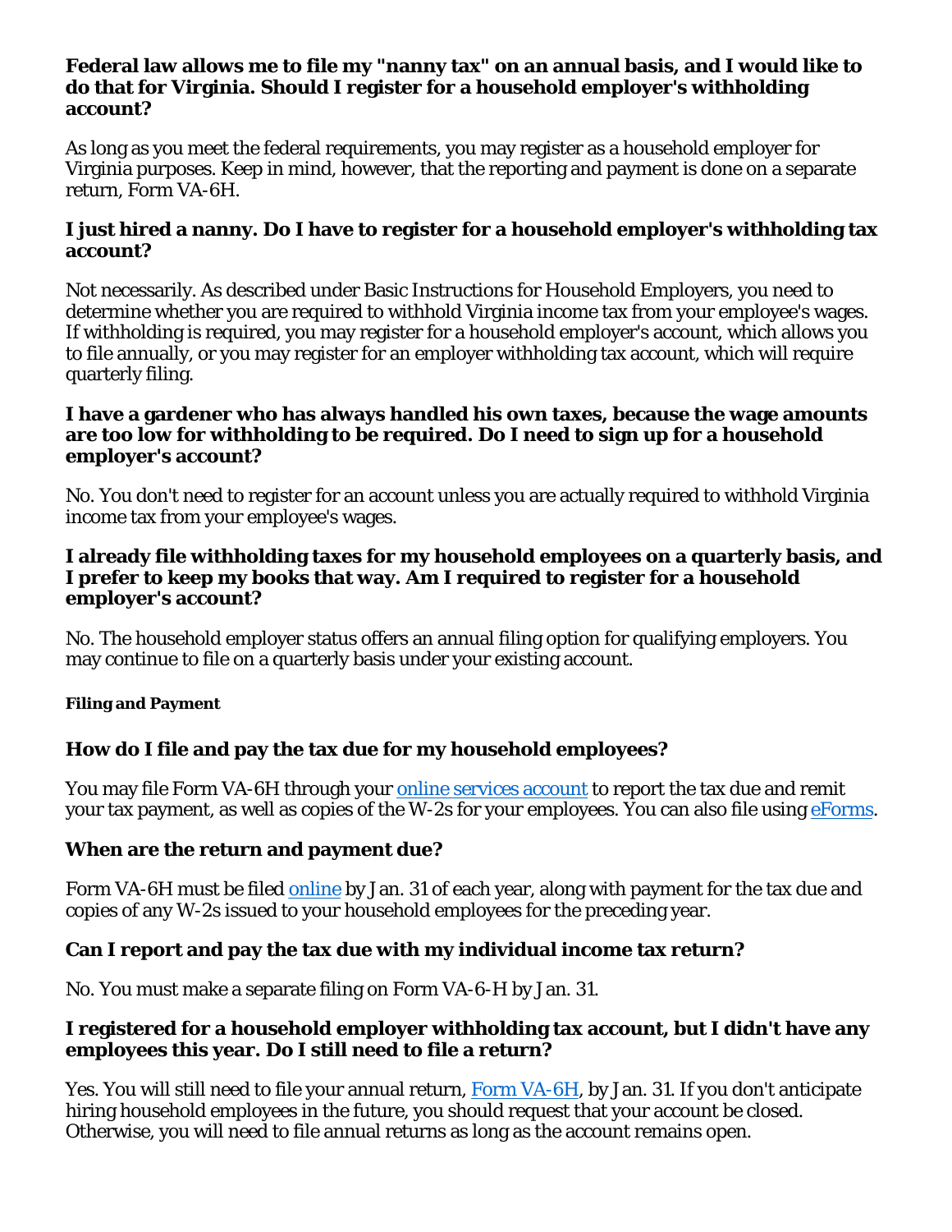**Federal law allows me to file my "nanny tax" on an annual basis, and I would like to do that for Virginia. Should I register for a household employer's withholding account?**

As long as you meet the federal requirements, you may register as a household employer for Virginia purposes. Keep in mind, however, that the reporting and payment is done on a separate return, Form VA-6H.

**I just hired a nanny. Do I have to register for a household employer's withholding tax account?**

Not necessarily. As described under Basic Instructions for Household Employers, you need to determine whether you are required to withhold Virginia income tax from your employee's wages. If withholding is required, you may register for a household employer's account, which allows you to file annually, or you may register for an employer withholding tax account, which will require quarterly filing.

**I have a gardener who has always handled his own taxes, because the wage amounts are too low for withholding to be required. Do I need to sign up for a household employer's account?**

No. You don't need to register for an account unless you are actually required to withhold Virginia income tax from your employee's wages.

**I already file withholding taxes for my household employees on a quarterly basis, and I prefer to keep my books that way. Am I required to register for a household employer's account?**

No. The household employer status offers an annual filing option for qualifying employers. You may continue to file on a quarterly basis under your existing account.

#### Filing and Payment

### How do I file and pay the tax due for my household employees?

You may file Form VA-6H through your online services account to report the tax due and remit your tax payment, as well as copies of the W-2s for your employees. You can also file using eForms.

### When are the return and payment due?

Form VA-6H must be filed online by Jan. 31 of each year, along with payment for the tax due and copies of any W-2s issued to your household employees for the preceding year.

### Can I report and pay the tax due with my individual income tax return?

No. You must make a separate filing on Form VA-6-H by Jan. 31.

### I registered for a household employer withholding tax account, but I didn't have any employees this year. Do I still need to file a return?

Yes. You will still need to file your annual return, Form VA-6H, by Jan. 31. If you don't anticipate hiring household employees in the future, you should request that your account be closed. Otherwise, you will need to file annual returns as long as the account remains open.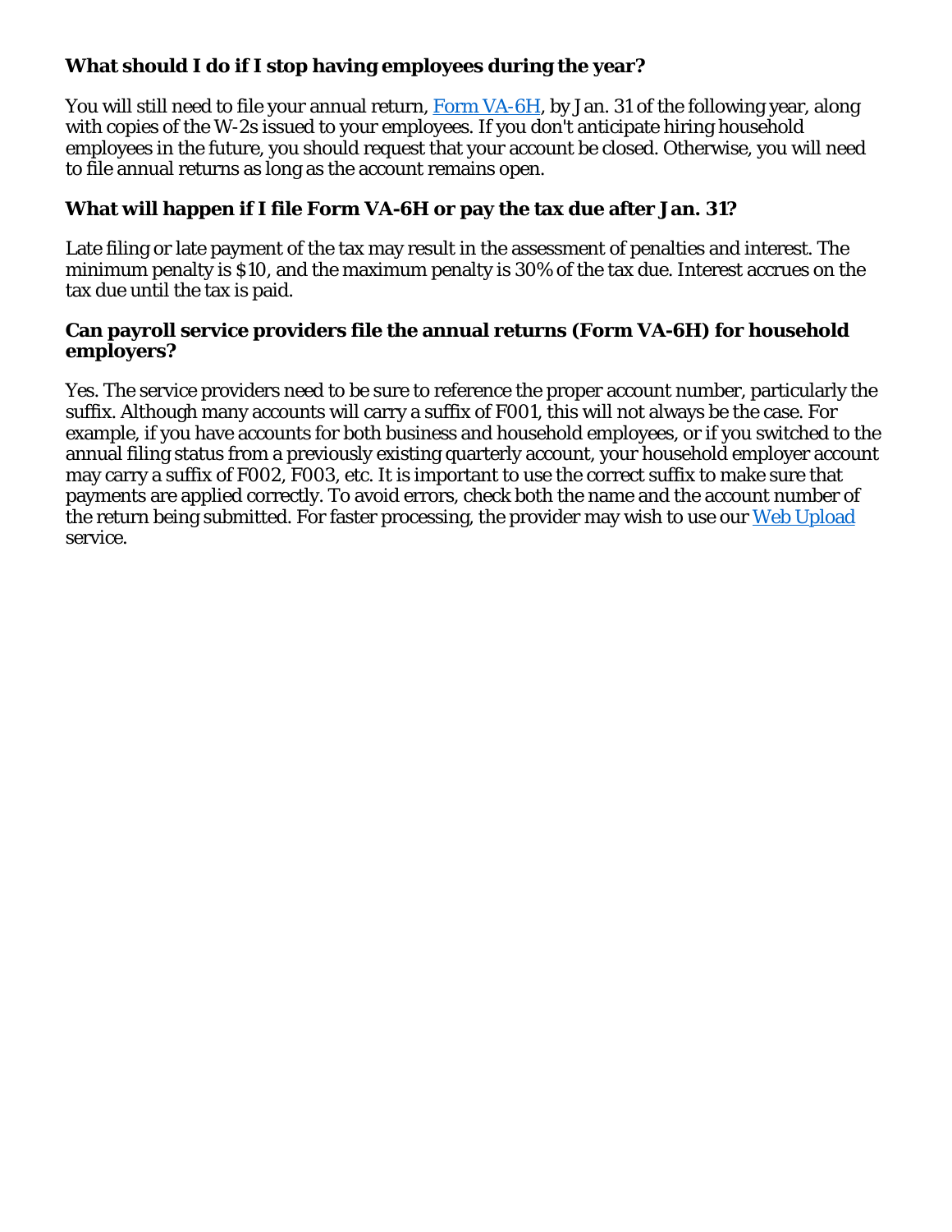### What should I do if I stop having employees during the year?

You will still need to file your annual return, [Form VA-6H](), by Jan. 31 of the following year, along with copies of the W-2s issued to your employees. If you don't anticipate hiring household employees in the future, you should request that your account be closed. Otherwise, you will need to file annual returns as long as the account remains open.

### What will happen if I file Form VA-6H or pay the tax due after Jan. 31?

Late filing or late payment of the tax may result in the assessment of penalties and interest. The minimum penalty is $10, and the maximum penalty is 30% of the tax due. Interest accrues on the tax due until the tax is paid.

### Can payroll service providers file the annual returns (Form VA-6H) for household employers?

Yes. The service providers need to be sure to reference the proper account number, particularly the suffix. Although many accounts will carry a suffix of F001, this will not always be the case. For example, if you have accounts for both business and household employees, or if you switched to the annual filing status from a previously existing quarterly account, your household employer account may carry a suffix of F002, F003, etc. It is important to use the correct suffix to make sure that payments are applied correctly. To avoid errors, check both the name and the account number of the return being submitted. For faster processing, the provider may wish to use our [Web Upload]() service.